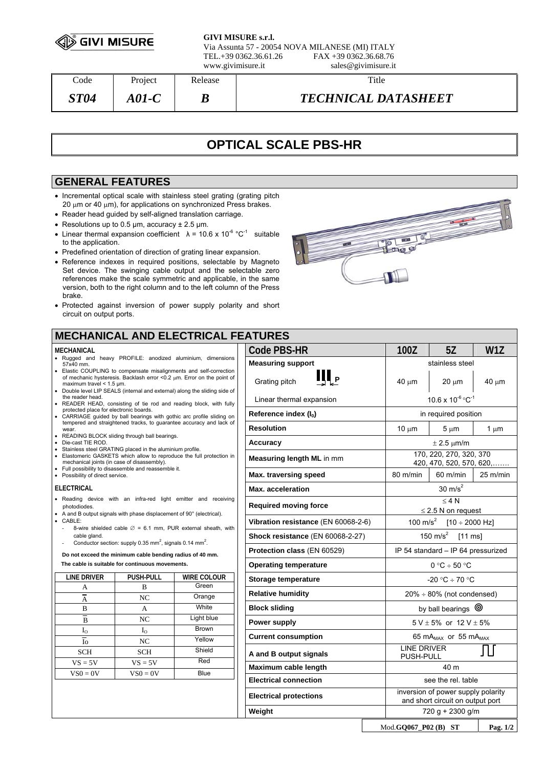**GIVI MISURE s.r.l.**
Via Assunta 57 - 20054 NOVA MILANESE (MI) ITALY
TEL.+39 0362.36.61.26 FAX +39 0362.36.68.76
www.givimisure.it sales@givimisure.it

| Code | Project | Release | Title |
|---|---|---|---|
| *ST04* | *A01-C* | *B* | *TECHNICAL DATASHEET* |

# OPTICAL SCALE PBS-HR

## GENERAL FEATURES

- Incremental optical scale with stainless steel grating (grating pitch 20 μm or 40 μm), for applications on synchronized Press brakes.
- Reader head guided by self-aligned translation carriage.
- Resolutions up to 0.5 μm, accuracy ± 2.5 μm.
- Linear thermal expansion coefficient $\lambda = 10.6 \times 10^{-6}$ °C$^{-1}$ suitable to the application.
- Predefined orientation of direction of grating linear expansion.
- Reference indexes in required positions, selectable by Magneto Set device. The swinging cable output and the selectable zero references make the scale symmetric and applicable, in the same version, both to the right column and to the left column of the Press brake.
- Protected against inversion of power supply polarity and short circuit on output ports.

## MECHANICAL AND ELECTRICAL FEATURES

### MECHANICAL

- Rugged and heavy PROFILE: anodized aluminium, dimensions 57x40 mm.
- Elastic COUPLING to compensate misalignments and self-correction of mechanic hysteresis. Backlash error <0.2 μm. Error on the point of maximum travel < 1.5 μm.
- Double level LIP SEALS (internal and external) along the sliding side of the reader head.
- READER HEAD, consisting of tie rod and reading block, with fully protected place for electronic boards.
- CARRIAGE guided by ball bearings with gothic arc profile sliding on tempered and straightened tracks, to guarantee accuracy and lack of wear.
- READING BLOCK sliding through ball bearings.
- Die-cast TIE ROD.
- Stainless steel GRATING placed in the aluminium profile.
- Elastomeric GASKETS which allow to reproduce the full protection in mechanical joints (in case of disassembly).
- Full possibility to disassemble and reassemble it.
- Possibility of direct service.

### ELECTRICAL

- Reading device with an infra-red light emitter and receiving photodiodes.
- A and B output signals with phase displacement of 90° (electrical).
- CABLE:
  - 8-wire shielded cable ∅ = 6.1 mm, PUR external sheath, with cable gland.
  - Conductor section: supply 0.35 mm$^2$, signals 0.14 mm$^2$.

**Do not exceed the minimum cable bending radius of 40 mm.**

**The cable is suitable for continuous movements.**

| LINE DRIVER | PUSH-PULL | WIRE COLOUR |
|---|---|---|
| A | B | Green |
| $\overline{A}$ | NC | Orange |
| B | A | White |
| $\overline{B}$ | NC | Light blue |
| $I_O$ | $I_O$ | Brown |
| $\overline{I_O}$ | NC | Yellow |
| SCH | SCH | Shield |
| VS = 5V | VS = 5V | Red |
| VS0 = 0V | VS0 = 0V | Blue |

| Code PBS-HR | 100Z | 5Z | W1Z |
|---|---|---|---|
| **Measuring support** | stainless steel | | |
| Grating pitch P | 40 μm | 20 μm | 40 μm |
| Linear thermal expansion | $10.6 \times 10^{-6}$ °C$^{-1}$ | | |
| **Reference index ($I_0$)** | in required position | | |
| **Resolution** | 10 μm | 5 μm | 1 μm |
| **Accuracy** | ± 2.5 μm/m | | |
| **Measuring length ML** in mm | 170, 220, 270, 320, 370 420, 470, 520, 570, 620,……. | | |
| **Max. traversing speed** | 80 m/min | 60 m/min | 25 m/min |
| **Max. acceleration** | 30 m/s$^2$ | | |
| **Required moving force** | ≤ 4 N<br>≤ 2.5 N on request | | |
| **Vibration resistance** (EN 60068-2-6) | 100 m/s$^2$ [10 ÷ 2000 Hz] | | |
| **Shock resistance** (EN 60068-2-27) | 150 m/s$^2$ [11 ms] | | |
| **Protection class** (EN 60529) | IP 54 standard – IP 64 pressurized | | |
| **Operating temperature** | 0 °C ÷ 50 °C | | |
| **Storage temperature** | -20 °C ÷ 70 °C | | |
| **Relative humidity** | 20% ÷ 80% (not condensed) | | |
| **Block sliding** | by ball bearings | | |
| **Power supply** | 5 V ± 5% or 12 V ± 5% | | |
| **Current consumption** | 65 mA$_{MAX}$ or 55 mA$_{MAX}$ | | |
| **A and B output signals** | LINE DRIVER<br>PUSH-PULL | | |
| **Maximum cable length** | 40 m | | |
| **Electrical connection** | see the rel. table | | |
| **Electrical protections** | inversion of power supply polarity and short circuit on output port | | |
| **Weight** | 720 g + 2300 g/m | | |

Mod.**GQ067_P02 (B) ST**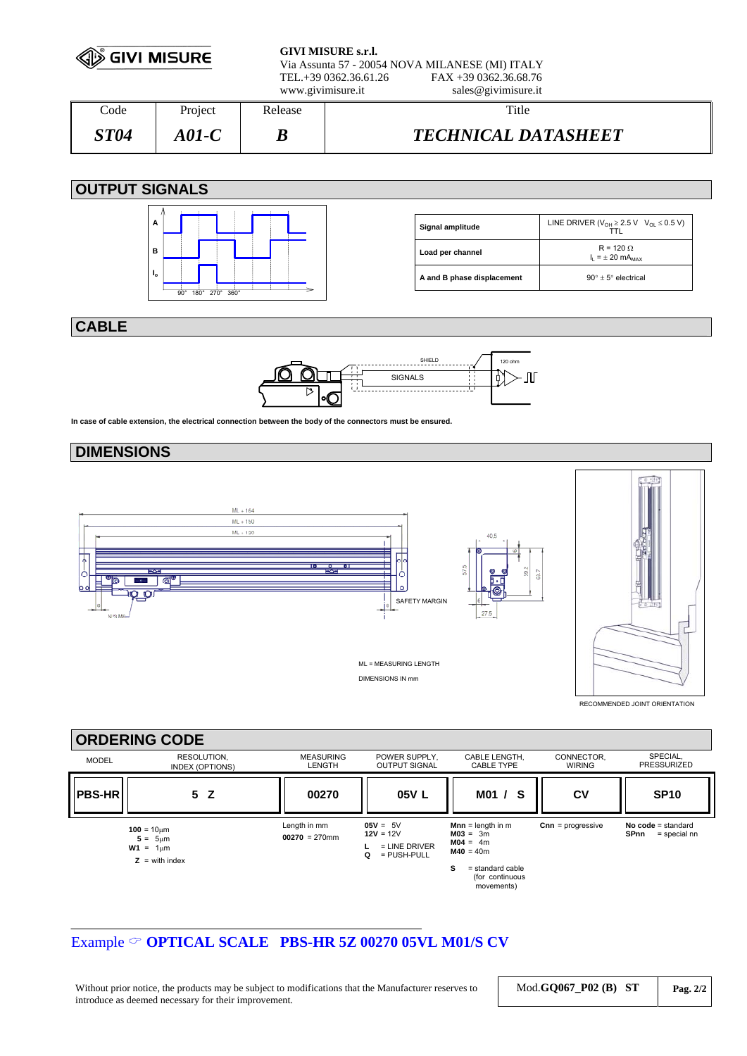GIVI MISURE s.r.l.
Via Assunta 57 - 20054 NOVA MILANESE (MI) ITALY
TEL.+39 0362.36.61.26 FAX +39 0362.36.68.76
www.givimisure.it sales@givimisure.it

| Code | Project | Release | Title |
|---|---|---|---|
| *ST04* | *A01-C* | *B* | *TECHNICAL DATASHEET* |

## OUTPUT SIGNALS

A
B
$I_o$
90° 180° 270° 360°

| | |
|---|---|
| **Signal amplitude** | LINE DRIVER ($V_{OH} \geq 2.5$ V $V_{OL} \leq 0.5$ V) TTL |
| **Load per channel** | R = 120 Ω $I_L = \pm 20$ $mA_{MAX}$ |
| **A and B phase displacement** | 90° ± 5° electrical |

## CABLE

SHIELD
SIGNALS
120 ohm

**In case of cable extension, the electrical connection between the body of the connectors must be ensured.**

## DIMENSIONS

ML + 164
ML + 150
ML + 120
40,5
57,5
39,2
63,7
6
27,5
SAFETY MARGIN

ML = MEASURING LENGTH
DIMENSIONS IN mm

RECOMMENDED JOINT ORIENTATION

## ORDERING CODE

| MODEL | RESOLUTION, INDEX (OPTIONS) | MEASURING LENGTH | POWER SUPPLY, OUTPUT SIGNAL | CABLE LENGTH, CABLE TYPE | CONNECTOR, WIRING | SPECIAL, PRESSURIZED |
|---|---|---|---|---|---|---|
| **PBS-HR** | **5 Z** | **00270** | **05V L** | **M01 / S** | **CV** | **SP10** |
| | **100** = 10μm<br>**5** = 5μm<br>**W1** = 1μm<br>**Z** = with index | Length in mm<br>**00270** = 270mm | **05V** = 5V<br>**12V** = 12V<br>**L** = LINE DRIVER<br>**Q** = PUSH-PULL | **Mnn** = length in m<br>**M03** = 3m<br>**M04** = 4m<br>**M40** = 40m<br>**S** = standard cable (for continuous movements) | **Cnn** = progressive | **No code** = standard<br>**SPnn** = special nn |

Example ☞ **OPTICAL SCALE PBS-HR 5Z 00270 05VL M01/S CV**

Without prior notice, the products may be subject to modifications that the Manufacturer reserves to introduce as deemed necessary for their improvement.

Mod.**GQ067_P02 (B) ST**